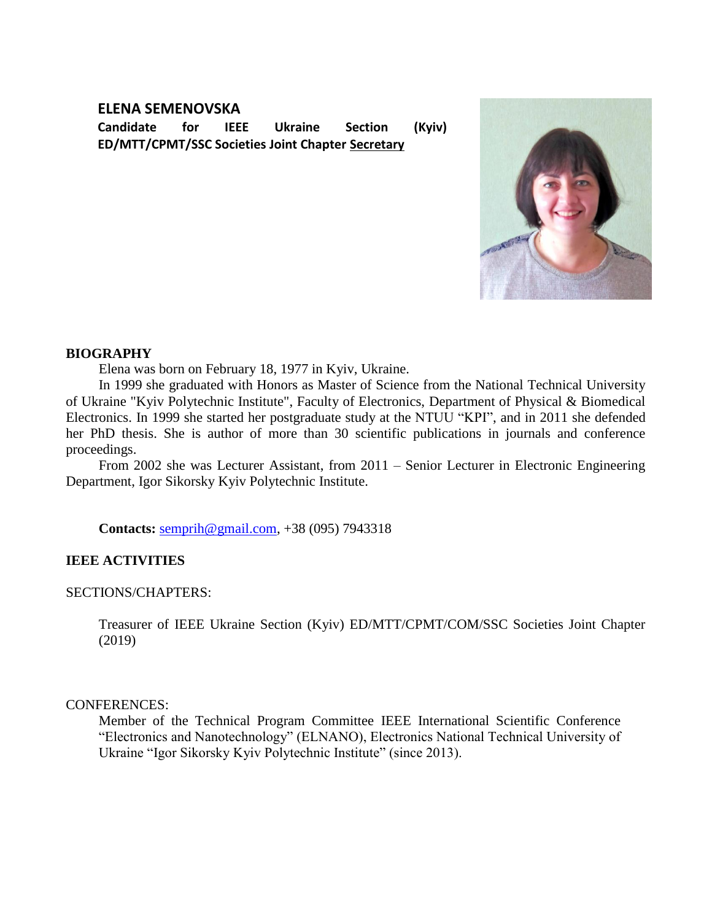**ELENA SEMENOVSKA**

**Candidate for IEEE Ukraine Section (Kyiv) ED/MTT/CPMT/SSC Societies Joint Chapter Secretary**

**BIOGRAPHY**

Elena was born on February 18, 1977 in Kyiv, Ukraine.

In 1999 she graduated with Honors as Master of Science from the National Technical University of Ukraine "Kyiv Polytechnic Institute", Faculty of Electronics, Department of Physical & Biomedical Electronics. In 1999 she started her postgraduate study at the NTUU "KPI", and in 2011 she defended her PhD thesis. She is author of more than 30 scientific publications in journals and conference proceedings.

From 2002 she was Lecturer Assistant, from 2011 – Senior Lecturer in Electronic Engineering Department, Igor Sikorsky Kyiv Polytechnic Institute.

**Contacts:** semprih@gmail.com, +38 (095) 7943318

**IEEE ACTIVITIES**

SECTIONS/CHAPTERS:

Treasurer of IEEE Ukraine Section (Kyiv) ED/MTT/CPMT/COM/SSC Societies Joint Chapter (2019)

CONFERENCES:

Member of the Technical Program Committee IEEE International Scientific Conference "Electronics and Nanotechnology" (ELNANO), Electronics National Technical University of Ukraine "Igor Sikorsky Kyiv Polytechnic Institute" (since 2013).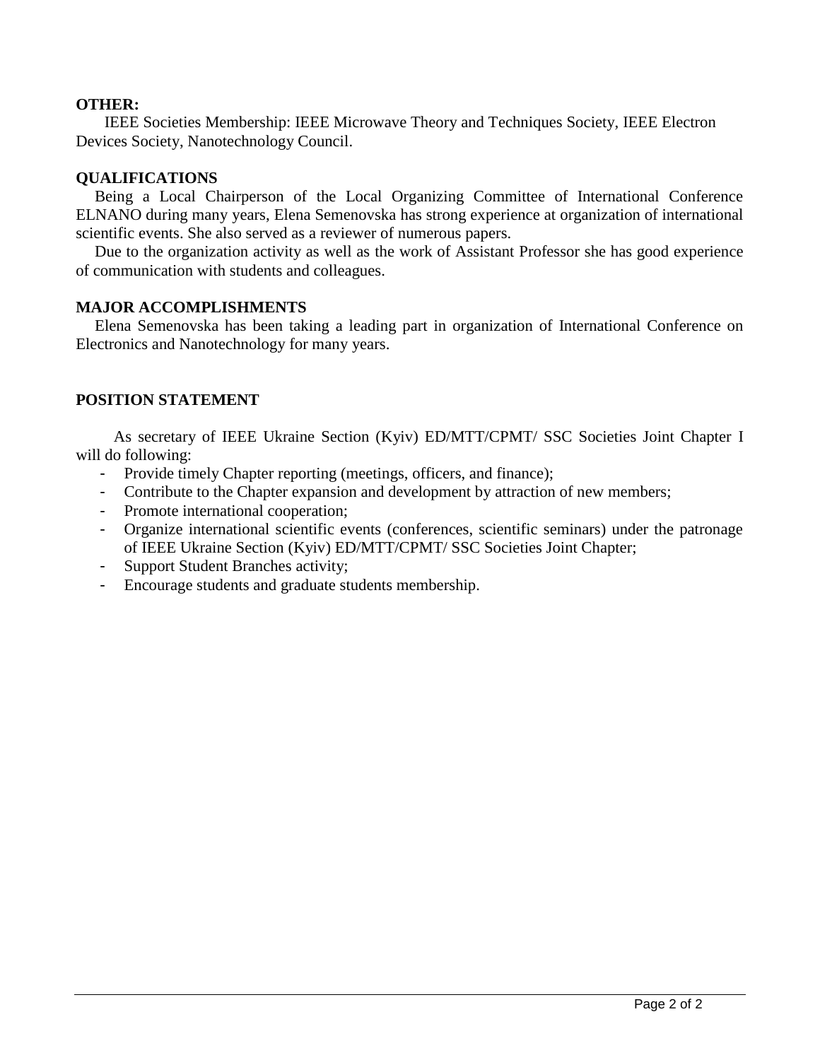**OTHER:**

IEEE Societies Membership: IEEE Microwave Theory and Techniques Society, IEEE Electron Devices Society, Nanotechnology Council.

**QUALIFICATIONS**

Being a Local Chairperson of the Local Organizing Committee of International Conference ELNANO during many years, Elena Semenovska has strong experience at organization of international scientific events. She also served as a reviewer of numerous papers.

Due to the organization activity as well as the work of Assistant Professor she has good experience of communication with students and colleagues.

**MAJOR ACCOMPLISHMENTS**

Elena Semenovska has been taking a leading part in organization of International Conference on Electronics and Nanotechnology for many years.

**POSITION STATEMENT**

As secretary of IEEE Ukraine Section (Kyiv) ED/MTT/CPMT/ SSC Societies Joint Chapter I will do following:

- Provide timely Chapter reporting (meetings, officers, and finance);
- Contribute to the Chapter expansion and development by attraction of new members;
- Promote international cooperation;
- Organize international scientific events (conferences, scientific seminars) under the patronage of IEEE Ukraine Section (Kyiv) ED/MTT/CPMT/ SSC Societies Joint Chapter;
- Support Student Branches activity;
- Encourage students and graduate students membership.